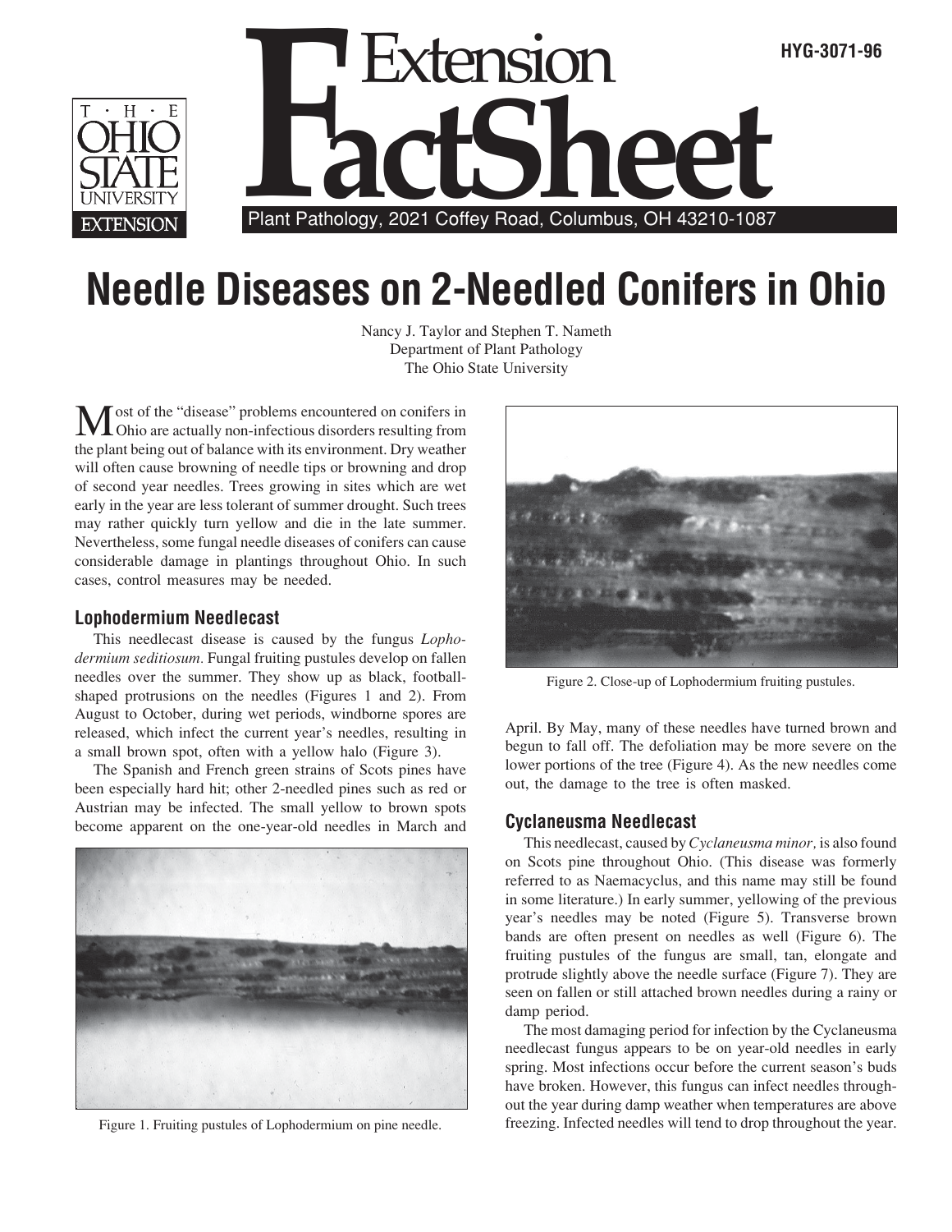Extension FactSheet

HYG-3071-96

Plant Pathology, 2021 Coffey Road, Columbus, OH 43210-1087

# Needle Diseases on 2-Needled Conifers in Ohio

Nancy J. Taylor and Stephen T. Nameth
Department of Plant Pathology
The Ohio State University

Most of the "disease" problems encountered on conifers in Ohio are actually non-infectious disorders resulting from the plant being out of balance with its environment. Dry weather will often cause browning of needle tips or browning and drop of second year needles. Trees growing in sites which are wet early in the year are less tolerant of summer drought. Such trees may rather quickly turn yellow and die in the late summer. Nevertheless, some fungal needle diseases of conifers can cause considerable damage in plantings throughout Ohio. In such cases, control measures may be needed.

## Lophodermium Needlecast

This needlecast disease is caused by the fungus *Lophodermium seditiosum.* Fungal fruiting pustules develop on fallen needles over the summer. They show up as black, football-shaped protrusions on the needles (Figures 1 and 2). From August to October, during wet periods, windborne spores are released, which infect the current year's needles, resulting in a small brown spot, often with a yellow halo (Figure 3).

The Spanish and French green strains of Scots pines have been especially hard hit; other 2-needled pines such as red or Austrian may be infected. The small yellow to brown spots become apparent on the one-year-old needles in March and April. By May, many of these needles have turned brown and begun to fall off. The defoliation may be more severe on the lower portions of the tree (Figure 4). As the new needles come out, the damage to the tree is often masked.

Figure 1. Fruiting pustules of Lophodermium on pine needle.

Figure 2. Close-up of Lophodermium fruiting pustules.

## Cyclaneusma Needlecast

This needlecast, caused by *Cyclaneusma minor,* is also found on Scots pine throughout Ohio. (This disease was formerly referred to as Naemacyclus, and this name may still be found in some literature.) In early summer, yellowing of the previous year's needles may be noted (Figure 5). Transverse brown bands are often present on needles as well (Figure 6). The fruiting pustules of the fungus are small, tan, elongate and protrude slightly above the needle surface (Figure 7). They are seen on fallen or still attached brown needles during a rainy or damp period.

The most damaging period for infection by the Cyclaneusma needlecast fungus appears to be on year-old needles in early spring. Most infections occur before the current season's buds have broken. However, this fungus can infect needles throughout the year during damp weather when temperatures are above freezing. Infected needles will tend to drop throughout the year.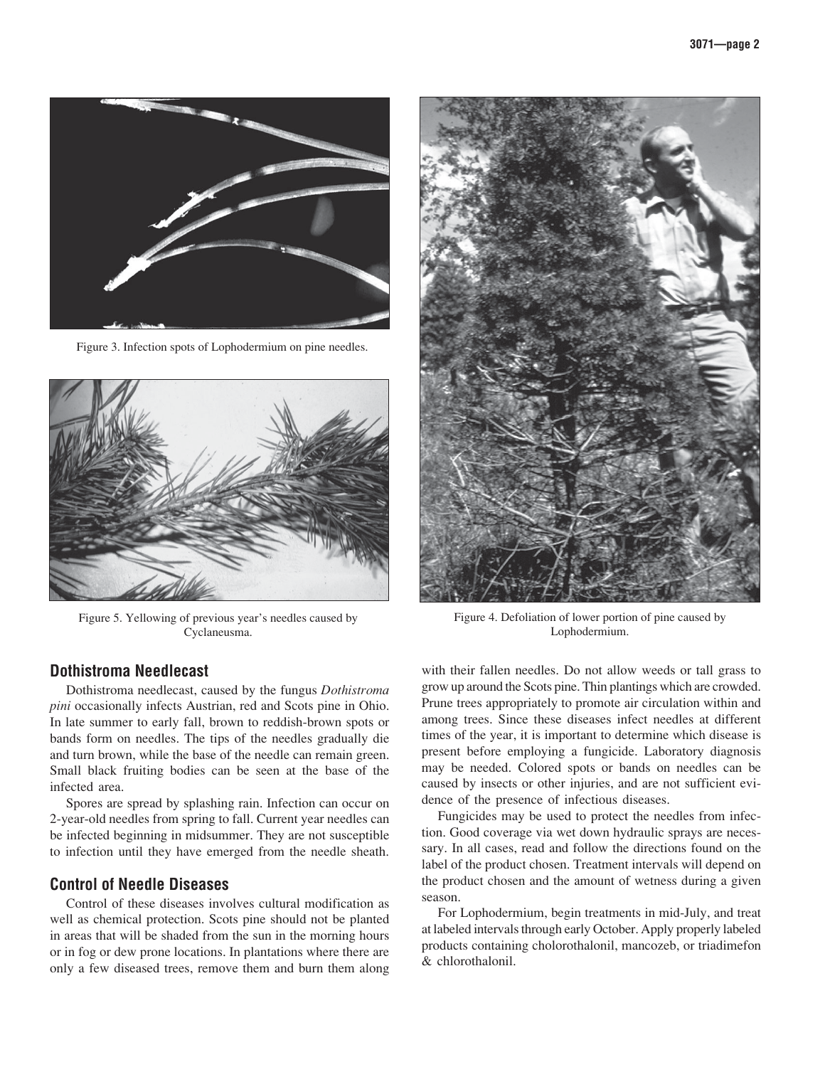Figure 3. Infection spots of Lophodermium on pine needles.

Figure 5. Yellowing of previous year's needles caused by Cyclaneusma.

Figure 4. Defoliation of lower portion of pine caused by Lophodermium.

## Dothistroma Needlecast

Dothistroma needlecast, caused by the fungus *Dothistroma pini* occasionally infects Austrian, red and Scots pine in Ohio. In late summer to early fall, brown to reddish-brown spots or bands form on needles. The tips of the needles gradually die and turn brown, while the base of the needle can remain green. Small black fruiting bodies can be seen at the base of the infected area.

Spores are spread by splashing rain. Infection can occur on 2-year-old needles from spring to fall. Current year needles can be infected beginning in midsummer. They are not susceptible to infection until they have emerged from the needle sheath.

## Control of Needle Diseases

Control of these diseases involves cultural modification as well as chemical protection. Scots pine should not be planted in areas that will be shaded from the sun in the morning hours or in fog or dew prone locations. In plantations where there are only a few diseased trees, remove them and burn them along with their fallen needles. Do not allow weeds or tall grass to grow up around the Scots pine. Thin plantings which are crowded. Prune trees appropriately to promote air circulation within and among trees. Since these diseases infect needles at different times of the year, it is important to determine which disease is present before employing a fungicide. Laboratory diagnosis may be needed. Colored spots or bands on needles can be caused by insects or other injuries, and are not sufficient evidence of the presence of infectious diseases.

Fungicides may be used to protect the needles from infection. Good coverage via wet down hydraulic sprays are necessary. In all cases, read and follow the directions found on the label of the product chosen. Treatment intervals will depend on the product chosen and the amount of wetness during a given season.

For Lophodermium, begin treatments in mid-July, and treat at labeled intervals through early October. Apply properly labeled products containing cholorothalonil, mancozeb, or triadimefon & chlorothalonil.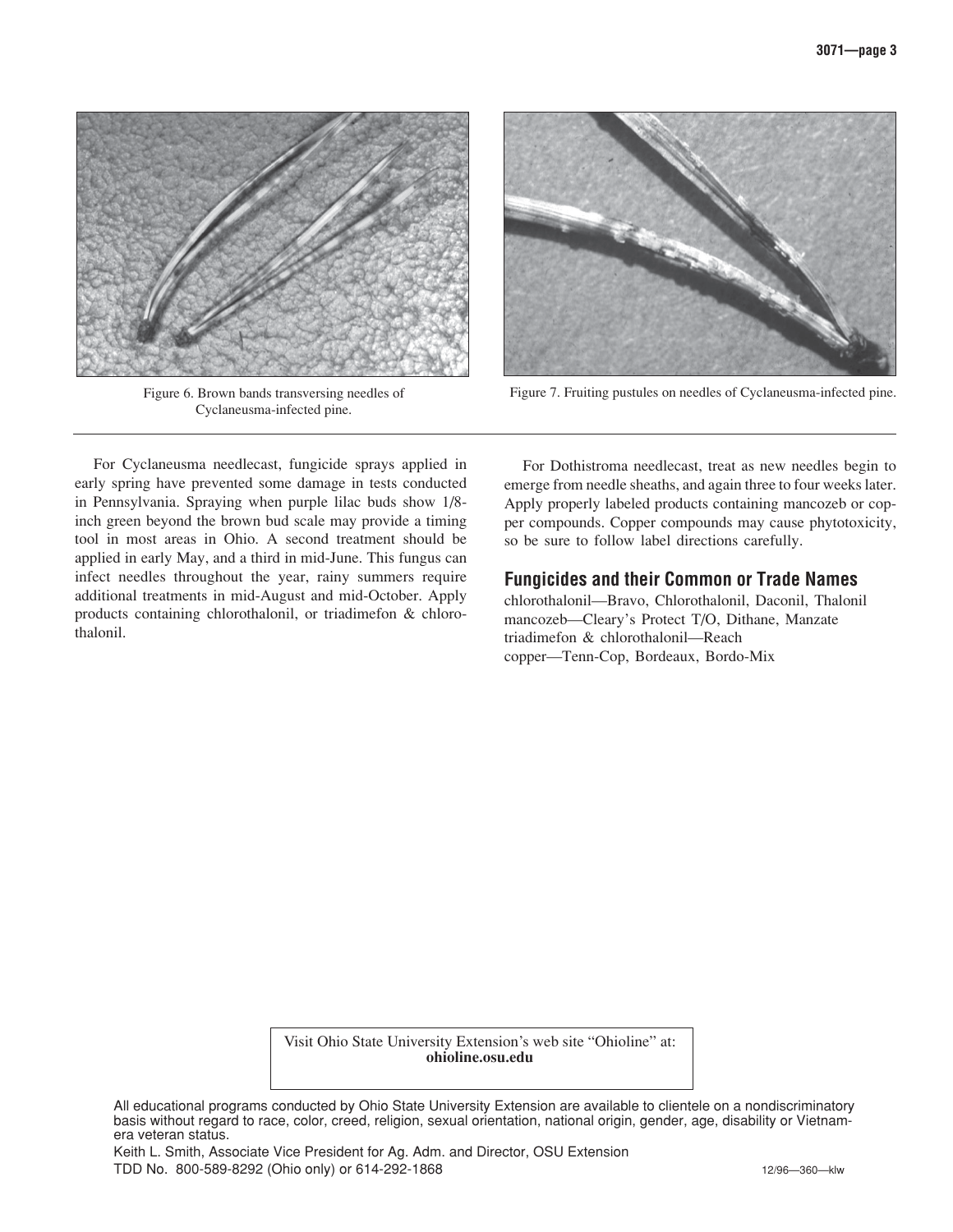Figure 6. Brown bands transversing needles of Cyclaneusma-infected pine.

Figure 7. Fruiting pustules on needles of Cyclaneusma-infected pine.

For Cyclaneusma needlecast, fungicide sprays applied in early spring have prevented some damage in tests conducted in Pennsylvania. Spraying when purple lilac buds show 1/8-inch green beyond the brown bud scale may provide a timing tool in most areas in Ohio. A second treatment should be applied in early May, and a third in mid-June. This fungus can infect needles throughout the year, rainy summers require additional treatments in mid-August and mid-October. Apply products containing chlorothalonil, or triadimefon & chlorothalonil.

For Dothistroma needlecast, treat as new needles begin to emerge from needle sheaths, and again three to four weeks later. Apply properly labeled products containing mancozeb or copper compounds. Copper compounds may cause phytotoxicity, so be sure to follow label directions carefully.

## Fungicides and their Common or Trade Names

chlorothalonil—Bravo, Chlorothalonil, Daconil, Thalonil
mancozeb—Cleary's Protect T/O, Dithane, Manzate
triadimefon & chlorothalonil—Reach
copper—Tenn-Cop, Bordeaux, Bordo-Mix

Visit Ohio State University Extension's web site "Ohioline" at:
**ohioline.osu.edu**

All educational programs conducted by Ohio State University Extension are available to clientele on a nondiscriminatory basis without regard to race, color, creed, religion, sexual orientation, national origin, gender, age, disability or Vietnam-era veteran status.

Keith L. Smith, Associate Vice President for Ag. Adm. and Director, OSU Extension
TDD No. 800-589-8292 (Ohio only) or 614-292-1868

12/96—360—klw